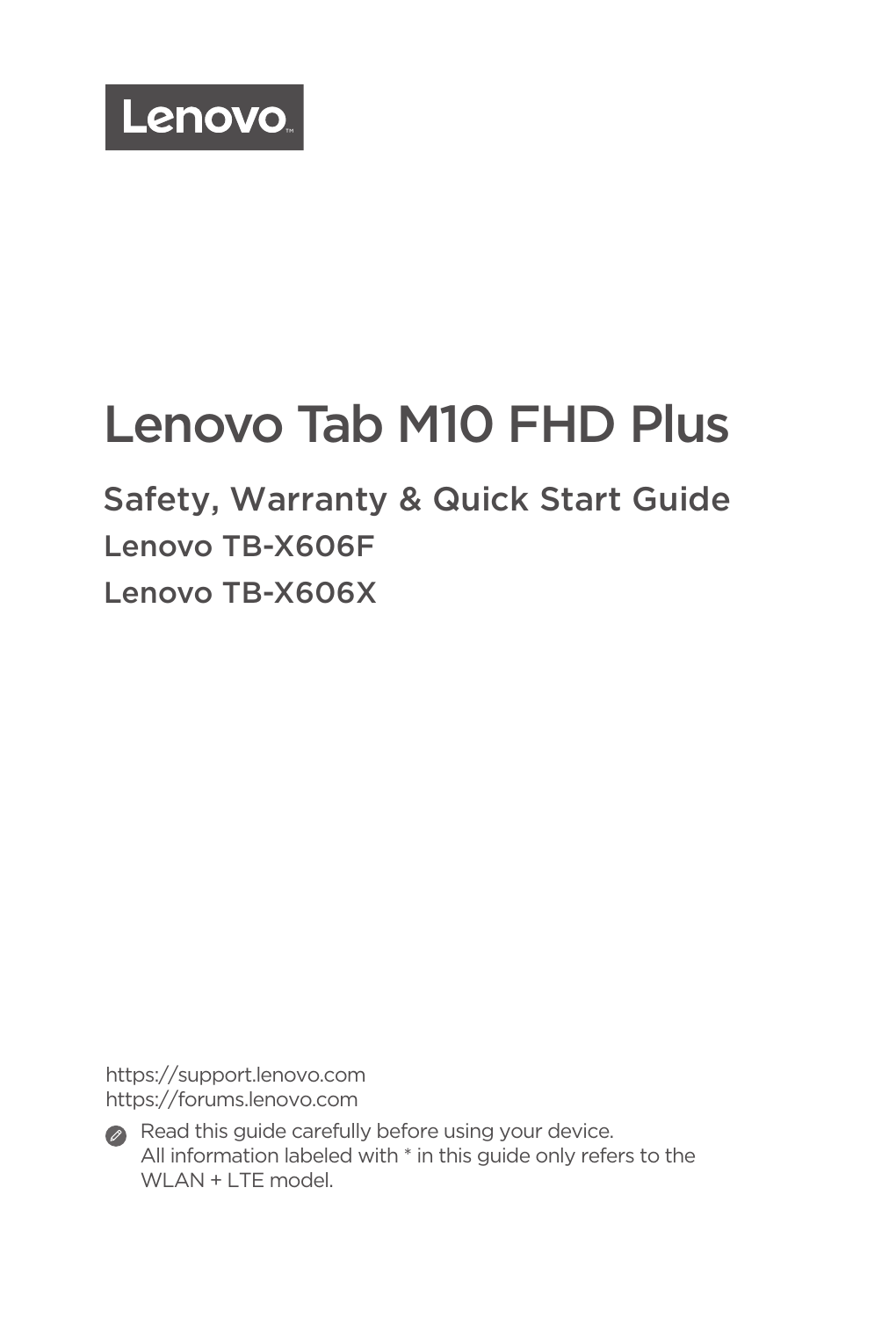Lenovo

# Lenovo Tab M10 FHD Plus

## Safety, Warranty & Quick Start Guide

### Lenovo TB-X606F

### Lenovo TB-X606X

https://support.lenovo.com
https://forums.lenovo.com

Read this guide carefully before using your device.
All information labeled with * in this guide only refers to the WLAN + LTE model.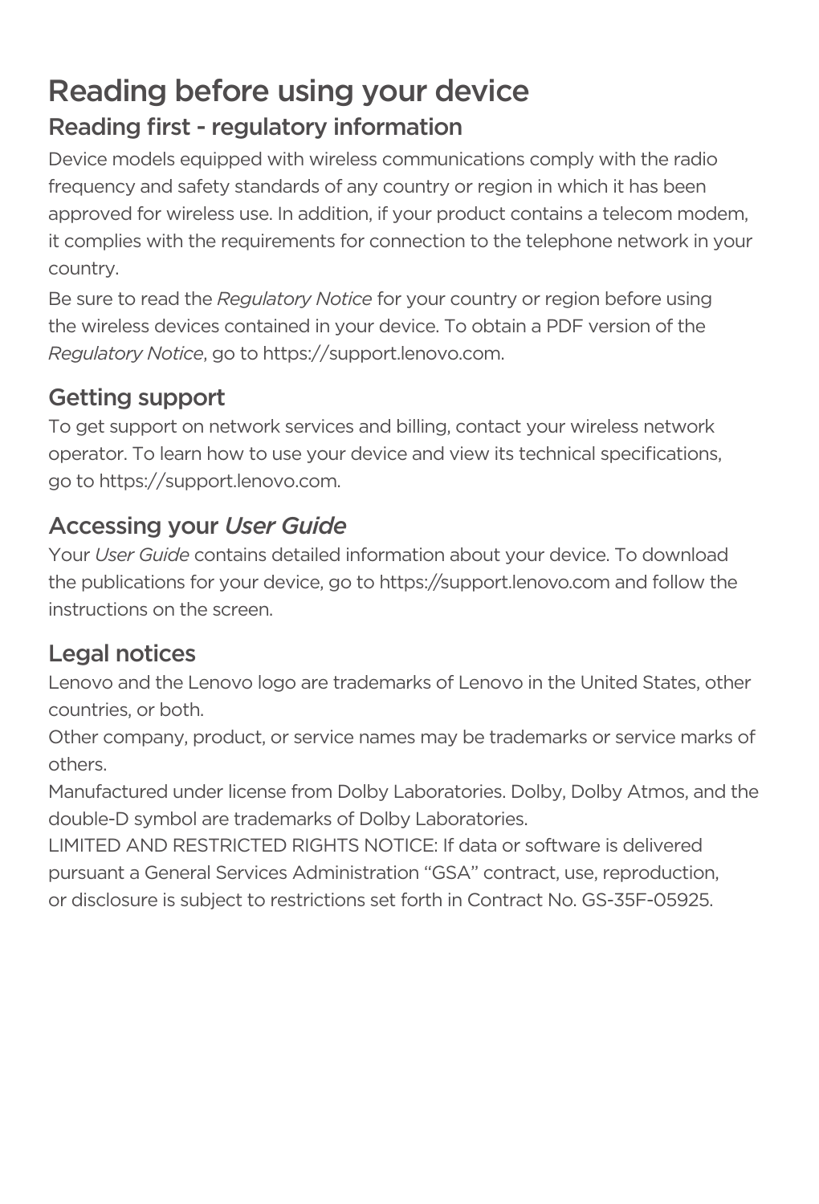# Reading before using your device

## Reading first - regulatory information

Device models equipped with wireless communications comply with the radio frequency and safety standards of any country or region in which it has been approved for wireless use. In addition, if your product contains a telecom modem, it complies with the requirements for connection to the telephone network in your country.

Be sure to read the *Regulatory Notice* for your country or region before using the wireless devices contained in your device. To obtain a PDF version of the *Regulatory Notice*, go to https://support.lenovo.com.

## Getting support

To get support on network services and billing, contact your wireless network operator. To learn how to use your device and view its technical specifications, go to https://support.lenovo.com.

## Accessing your *User Guide*

Your *User Guide* contains detailed information about your device. To download the publications for your device, go to https://support.lenovo.com and follow the instructions on the screen.

## Legal notices

Lenovo and the Lenovo logo are trademarks of Lenovo in the United States, other countries, or both.

Other company, product, or service names may be trademarks or service marks of others.

Manufactured under license from Dolby Laboratories. Dolby, Dolby Atmos, and the double-D symbol are trademarks of Dolby Laboratories.

LIMITED AND RESTRICTED RIGHTS NOTICE: If data or software is delivered pursuant a General Services Administration "GSA" contract, use, reproduction, or disclosure is subject to restrictions set forth in Contract No. GS-35F-05925.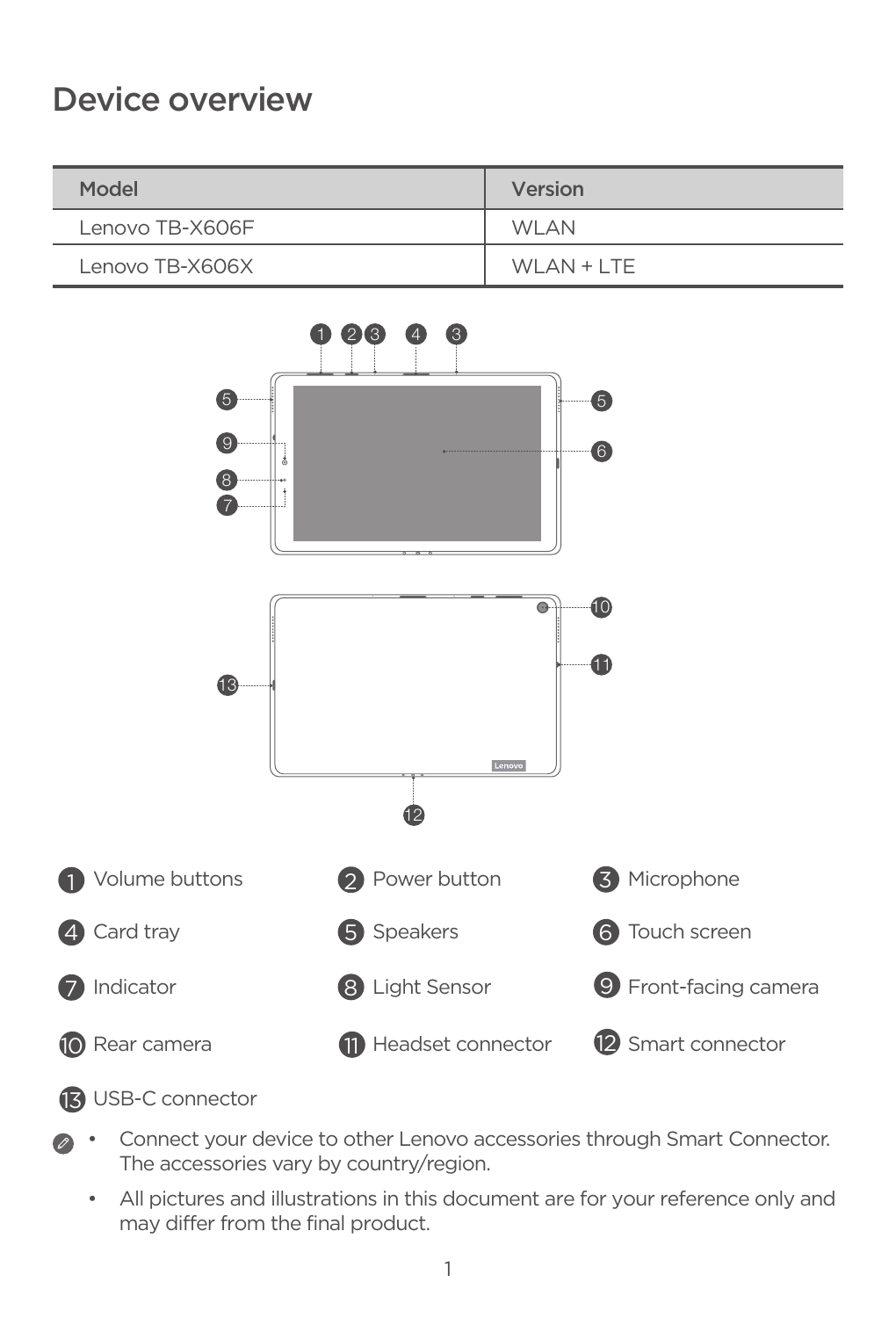# Device overview

| Model | Version |
| --- | --- |
| Lenovo TB-X606F | WLAN |
| Lenovo TB-X606X | WLAN + LTE |

1. Volume buttons
2. Power button
3. Microphone
4. Card tray
5. Speakers
6. Touch screen
7. Indicator
8. Light Sensor
9. Front-facing camera
10. Rear camera
11. Headset connector
12. Smart connector
13. USB-C connector

- Connect your device to other Lenovo accessories through Smart Connector. The accessories vary by country/region.
- All pictures and illustrations in this document are for your reference only and may differ from the final product.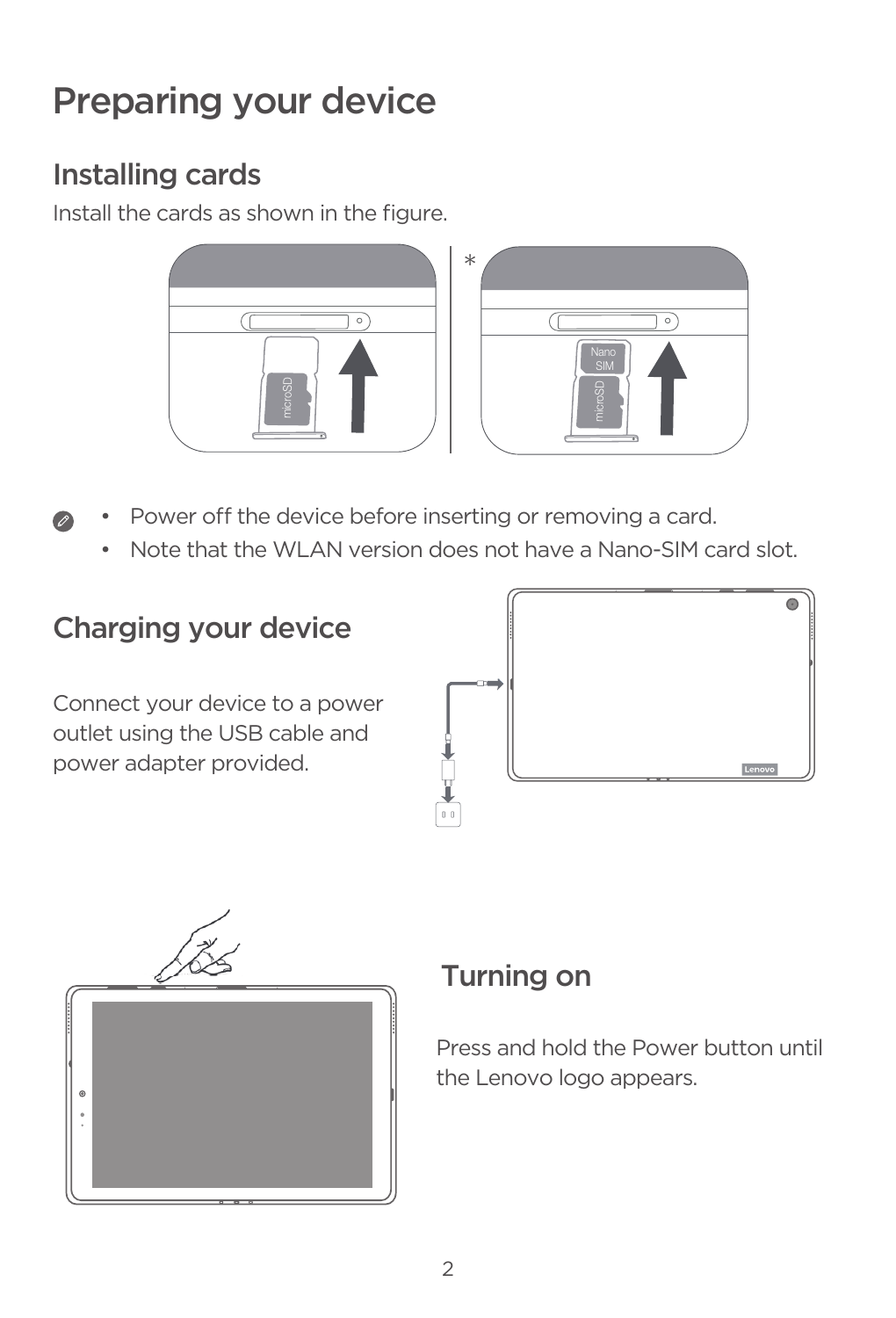# Preparing your device

## Installing cards

Install the cards as shown in the figure.

- Power off the device before inserting or removing a card.
- Note that the WLAN version does not have a Nano-SIM card slot.

## Charging your device

Connect your device to a power outlet using the USB cable and power adapter provided.

## Turning on

Press and hold the Power button until the Lenovo logo appears.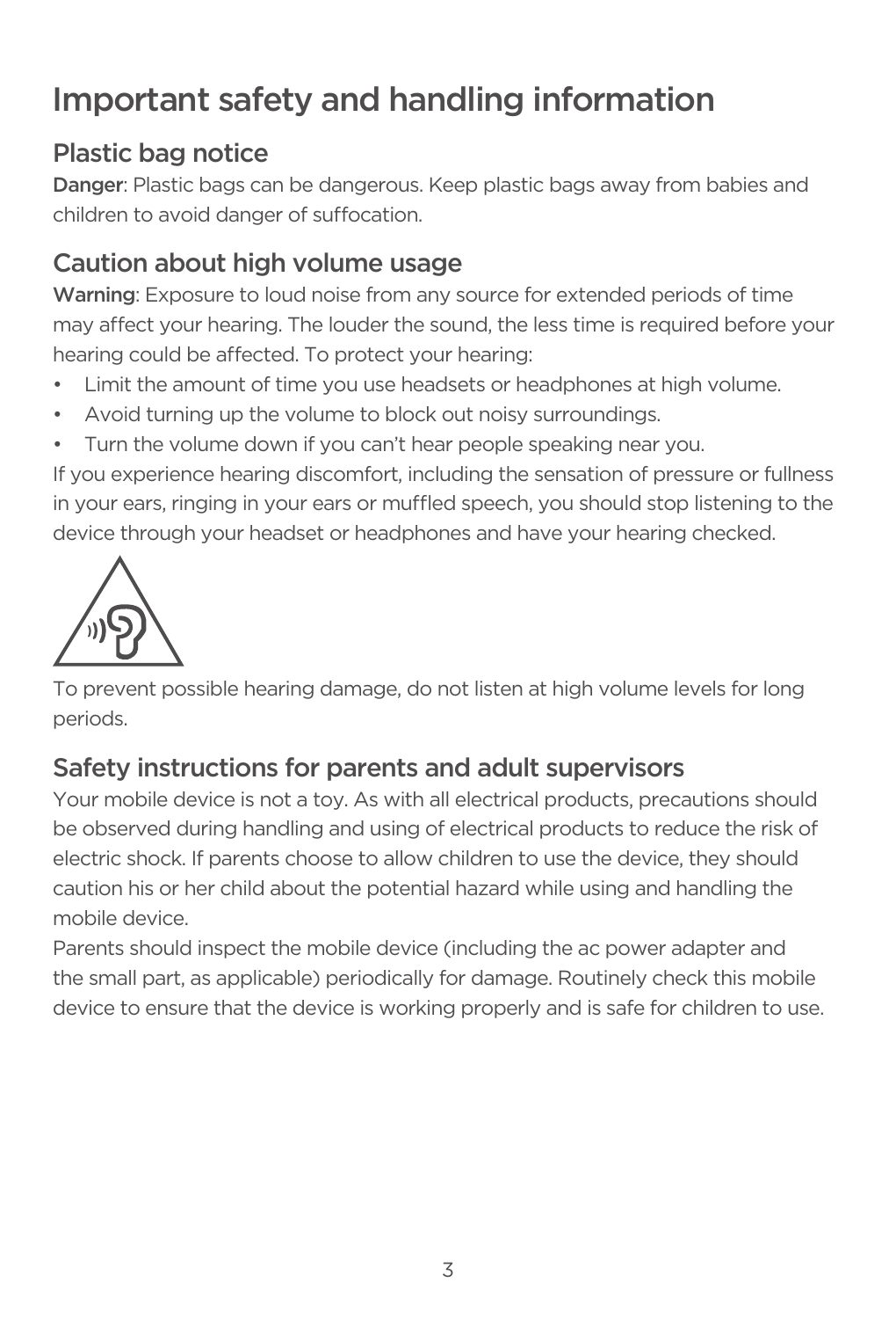# Important safety and handling information

## Plastic bag notice

**Danger**: Plastic bags can be dangerous. Keep plastic bags away from babies and children to avoid danger of suffocation.

## Caution about high volume usage

**Warning**: Exposure to loud noise from any source for extended periods of time may affect your hearing. The louder the sound, the less time is required before your hearing could be affected. To protect your hearing:

- Limit the amount of time you use headsets or headphones at high volume.
- Avoid turning up the volume to block out noisy surroundings.
- Turn the volume down if you can't hear people speaking near you.

If you experience hearing discomfort, including the sensation of pressure or fullness in your ears, ringing in your ears or muffled speech, you should stop listening to the device through your headset or headphones and have your hearing checked.

To prevent possible hearing damage, do not listen at high volume levels for long periods.

## Safety instructions for parents and adult supervisors

Your mobile device is not a toy. As with all electrical products, precautions should be observed during handling and using of electrical products to reduce the risk of electric shock. If parents choose to allow children to use the device, they should caution his or her child about the potential hazard while using and handling the mobile device.

Parents should inspect the mobile device (including the ac power adapter and the small part, as applicable) periodically for damage. Routinely check this mobile device to ensure that the device is working properly and is safe for children to use.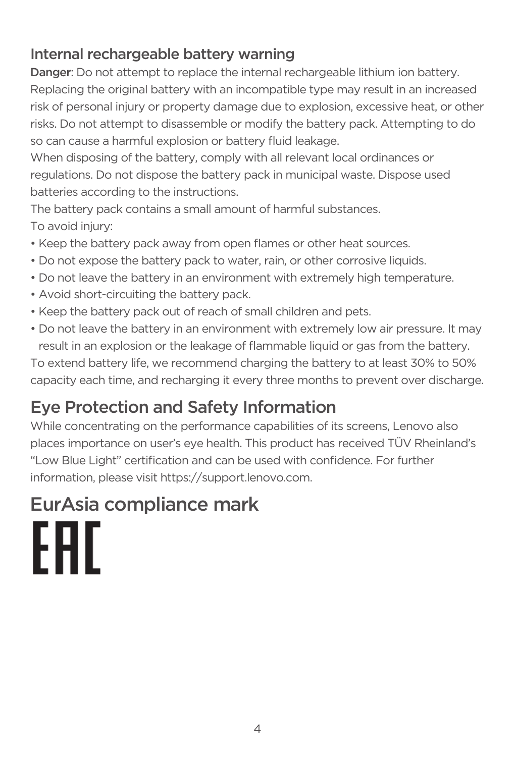## Internal rechargeable battery warning

**Danger**: Do not attempt to replace the internal rechargeable lithium ion battery. Replacing the original battery with an incompatible type may result in an increased risk of personal injury or property damage due to explosion, excessive heat, or other risks. Do not attempt to disassemble or modify the battery pack. Attempting to do so can cause a harmful explosion or battery fluid leakage.

When disposing of the battery, comply with all relevant local ordinances or regulations. Do not dispose the battery pack in municipal waste. Dispose used batteries according to the instructions.

The battery pack contains a small amount of harmful substances.

To avoid injury:

- Keep the battery pack away from open flames or other heat sources.
- Do not expose the battery pack to water, rain, or other corrosive liquids.
- Do not leave the battery in an environment with extremely high temperature.
- Avoid short-circuiting the battery pack.
- Keep the battery pack out of reach of small children and pets.
- Do not leave the battery in an environment with extremely low air pressure. It may result in an explosion or the leakage of flammable liquid or gas from the battery.

To extend battery life, we recommend charging the battery to at least 30% to 50% capacity each time, and recharging it every three months to prevent over discharge.

# Eye Protection and Safety Information

While concentrating on the performance capabilities of its screens, Lenovo also places importance on user's eye health. This product has received TÜV Rheinland's "Low Blue Light" certification and can be used with confidence. For further information, please visit https://support.lenovo.com.

# EurAsia compliance mark

EAC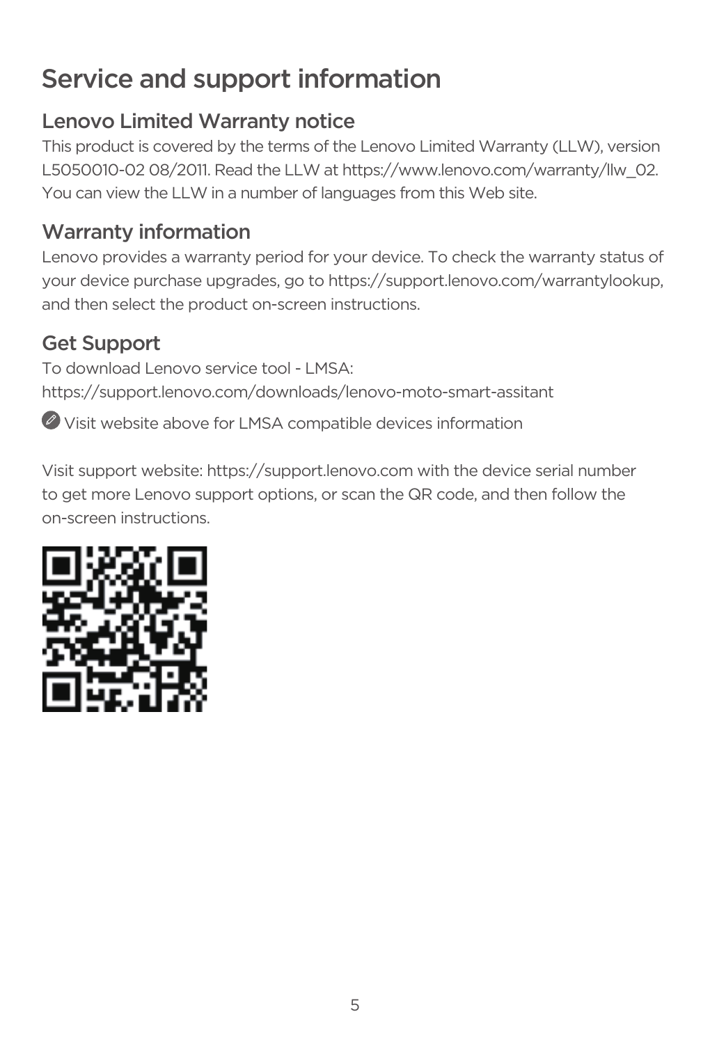# Service and support information

## Lenovo Limited Warranty notice

This product is covered by the terms of the Lenovo Limited Warranty (LLW), version L5050010-02 08/2011. Read the LLW at https://www.lenovo.com/warranty/llw_02. You can view the LLW in a number of languages from this Web site.

## Warranty information

Lenovo provides a warranty period for your device. To check the warranty status of your device purchase upgrades, go to https://support.lenovo.com/warrantylookup, and then select the product on-screen instructions.

## Get Support

To download Lenovo service tool - LMSA:
https://support.lenovo.com/downloads/lenovo-moto-smart-assitant

Visit website above for LMSA compatible devices information

Visit support website: https://support.lenovo.com with the device serial number to get more Lenovo support options, or scan the QR code, and then follow the on-screen instructions.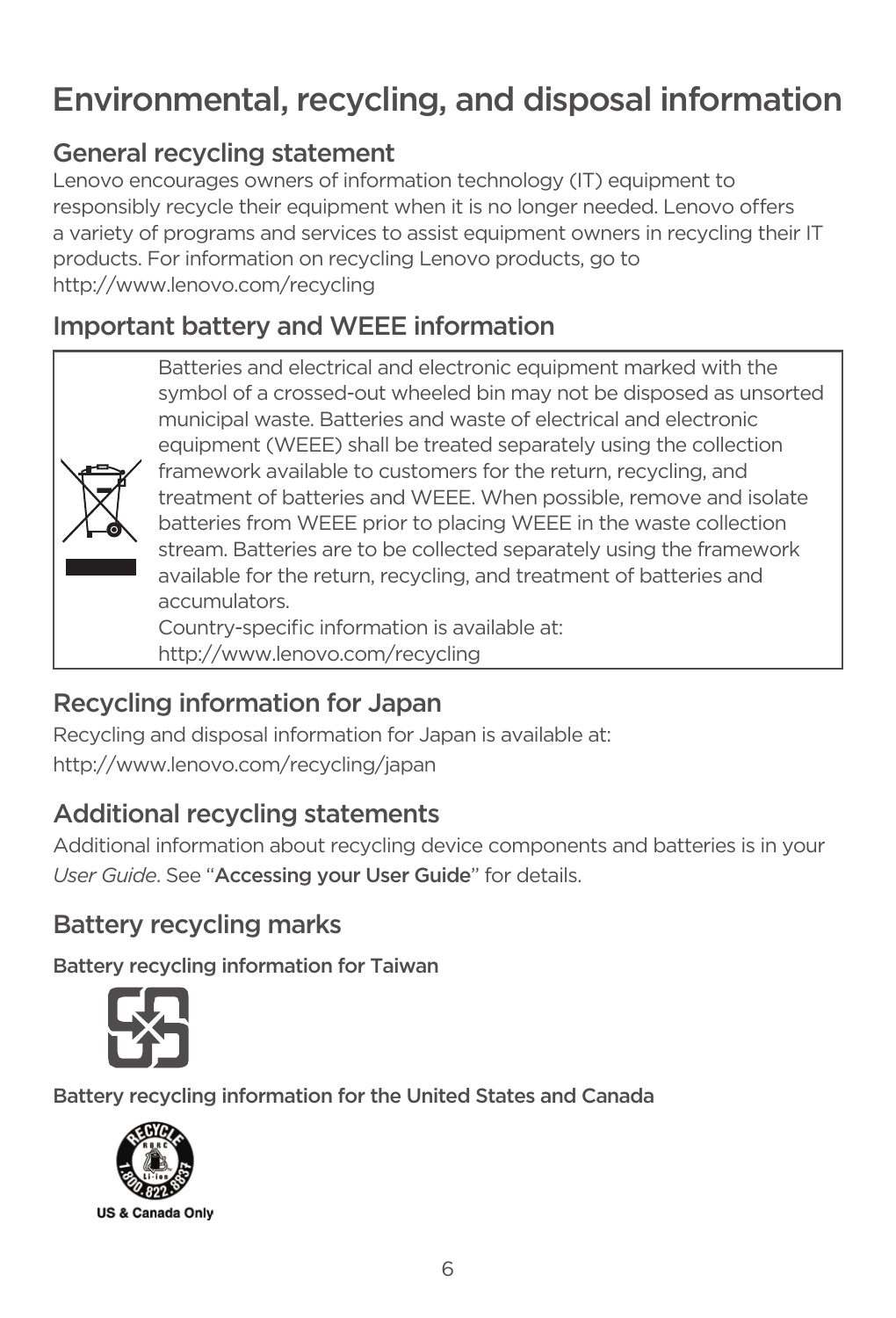# Environmental, recycling, and disposal information

## General recycling statement

Lenovo encourages owners of information technology (IT) equipment to responsibly recycle their equipment when it is no longer needed. Lenovo offers a variety of programs and services to assist equipment owners in recycling their IT products. For information on recycling Lenovo products, go to http://www.lenovo.com/recycling

## Important battery and WEEE information

Batteries and electrical and electronic equipment marked with the symbol of a crossed-out wheeled bin may not be disposed as unsorted municipal waste. Batteries and waste of electrical and electronic equipment (WEEE) shall be treated separately using the collection framework available to customers for the return, recycling, and treatment of batteries and WEEE. When possible, remove and isolate batteries from WEEE prior to placing WEEE in the waste collection stream. Batteries are to be collected separately using the framework available for the return, recycling, and treatment of batteries and accumulators.

Country-specific information is available at: http://www.lenovo.com/recycling

## Recycling information for Japan

Recycling and disposal information for Japan is available at:

http://www.lenovo.com/recycling/japan

## Additional recycling statements

Additional information about recycling device components and batteries is in your *User Guide*. See "**Accessing your User Guide**" for details.

## Battery recycling marks

### Battery recycling information for Taiwan

### Battery recycling information for the United States and Canada

US & Canada Only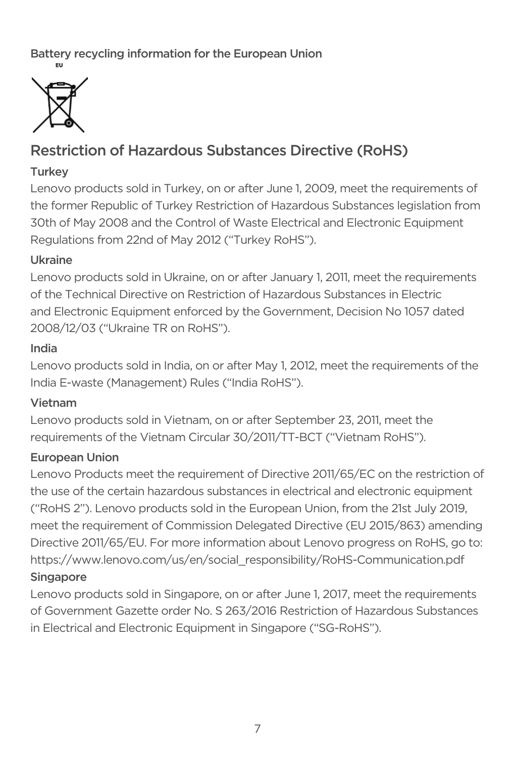### Battery recycling information for the European Union

EU

## Restriction of Hazardous Substances Directive (RoHS)

### Turkey

Lenovo products sold in Turkey, on or after June 1, 2009, meet the requirements of the former Republic of Turkey Restriction of Hazardous Substances legislation from 30th of May 2008 and the Control of Waste Electrical and Electronic Equipment Regulations from 22nd of May 2012 (“Turkey RoHS”).

### Ukraine

Lenovo products sold in Ukraine, on or after January 1, 2011, meet the requirements of the Technical Directive on Restriction of Hazardous Substances in Electric and Electronic Equipment enforced by the Government, Decision No 1057 dated 2008/12/03 (“Ukraine TR on RoHS”).

### India

Lenovo products sold in India, on or after May 1, 2012, meet the requirements of the India E-waste (Management) Rules (“India RoHS”).

### Vietnam

Lenovo products sold in Vietnam, on or after September 23, 2011, meet the requirements of the Vietnam Circular 30/2011/TT-BCT (“Vietnam RoHS”).

### European Union

Lenovo Products meet the requirement of Directive 2011/65/EC on the restriction of the use of the certain hazardous substances in electrical and electronic equipment (“RoHS 2”). Lenovo products sold in the European Union, from the 21st July 2019, meet the requirement of Commission Delegated Directive (EU 2015/863) amending Directive 2011/65/EU. For more information about Lenovo progress on RoHS, go to: https://www.lenovo.com/us/en/social_responsibility/RoHS-Communication.pdf

### Singapore

Lenovo products sold in Singapore, on or after June 1, 2017, meet the requirements of Government Gazette order No. S 263/2016 Restriction of Hazardous Substances in Electrical and Electronic Equipment in Singapore (“SG-RoHS”).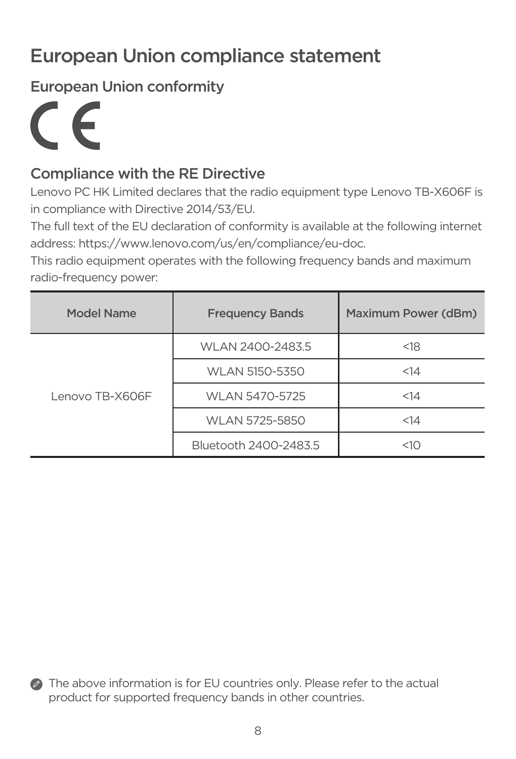# European Union compliance statement

## European Union conformity

CE

## Compliance with the RE Directive

Lenovo PC HK Limited declares that the radio equipment type Lenovo TB-X606F is in compliance with Directive 2014/53/EU.

The full text of the EU declaration of conformity is available at the following internet address: https://www.lenovo.com/us/en/compliance/eu-doc.

This radio equipment operates with the following frequency bands and maximum radio-frequency power:

| Model Name | Frequency Bands | Maximum Power (dBm) |
| --- | --- | --- |
| Lenovo TB-X606F | WLAN 2400-2483.5 | <18 |
| | WLAN 5150-5350 | <14 |
| | WLAN 5470-5725 | <14 |
| | WLAN 5725-5850 | <14 |
| | Bluetooth 2400-2483.5 | <10 |

The above information is for EU countries only. Please refer to the actual product for supported frequency bands in other countries.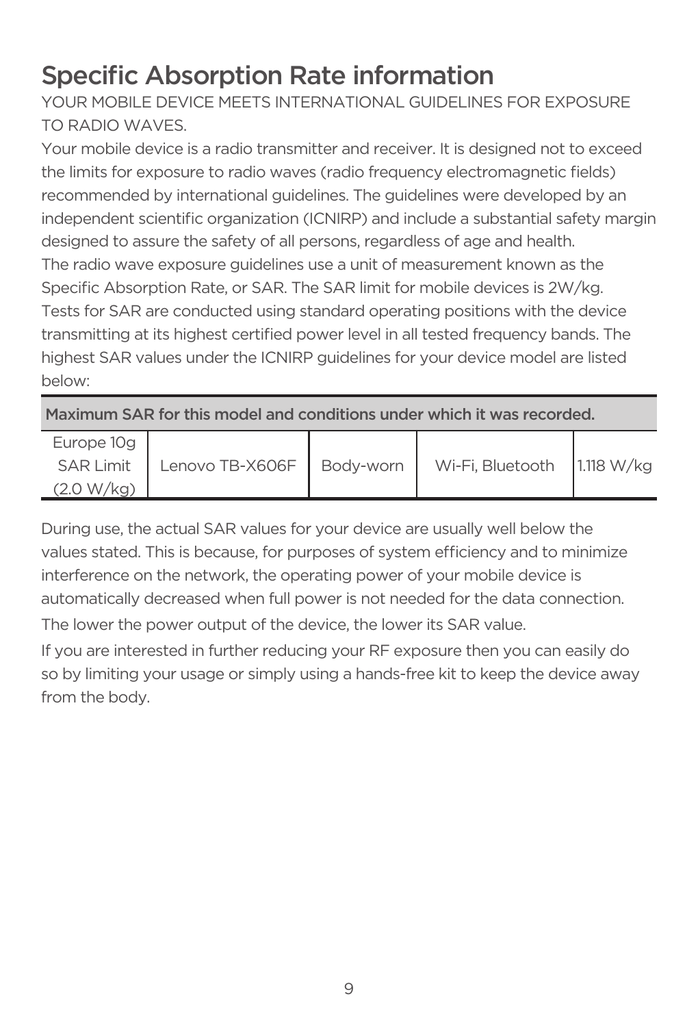# Specific Absorption Rate information

YOUR MOBILE DEVICE MEETS INTERNATIONAL GUIDELINES FOR EXPOSURE TO RADIO WAVES.

Your mobile device is a radio transmitter and receiver. It is designed not to exceed the limits for exposure to radio waves (radio frequency electromagnetic fields) recommended by international guidelines. The guidelines were developed by an independent scientific organization (ICNIRP) and include a substantial safety margin designed to assure the safety of all persons, regardless of age and health.

The radio wave exposure guidelines use a unit of measurement known as the Specific Absorption Rate, or SAR. The SAR limit for mobile devices is 2W/kg.

Tests for SAR are conducted using standard operating positions with the device transmitting at its highest certified power level in all tested frequency bands. The highest SAR values under the ICNIRP guidelines for your device model are listed below:

| **Maximum SAR for this model and conditions under which it was recorded.** | | | | |
|---|---|---|---|---|
| Europe 10g SAR Limit (2.0 W/kg) | Lenovo TB-X606F | Body-worn | Wi-Fi, Bluetooth | 1.118 W/kg |

During use, the actual SAR values for your device are usually well below the values stated. This is because, for purposes of system efficiency and to minimize interference on the network, the operating power of your mobile device is automatically decreased when full power is not needed for the data connection.

The lower the power output of the device, the lower its SAR value.

If you are interested in further reducing your RF exposure then you can easily do so by limiting your usage or simply using a hands-free kit to keep the device away from the body.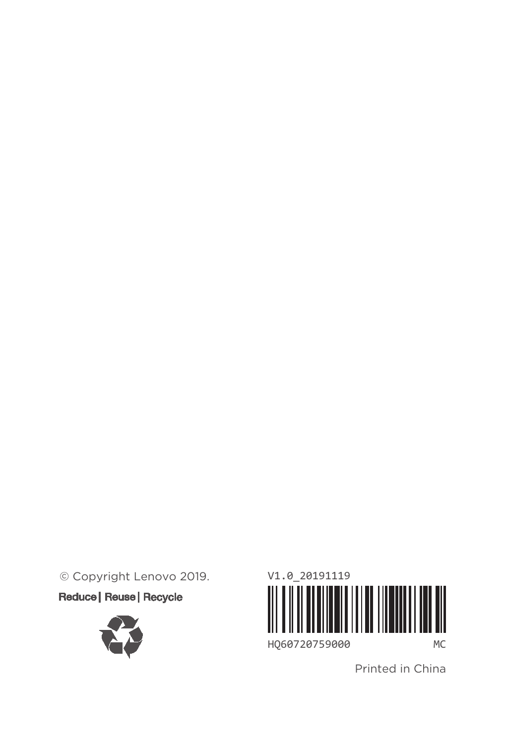© Copyright Lenovo 2019.

**Reduce | Reuse | Recycle**

V1.0_20191119

HQ60720759000 MC

Printed in China